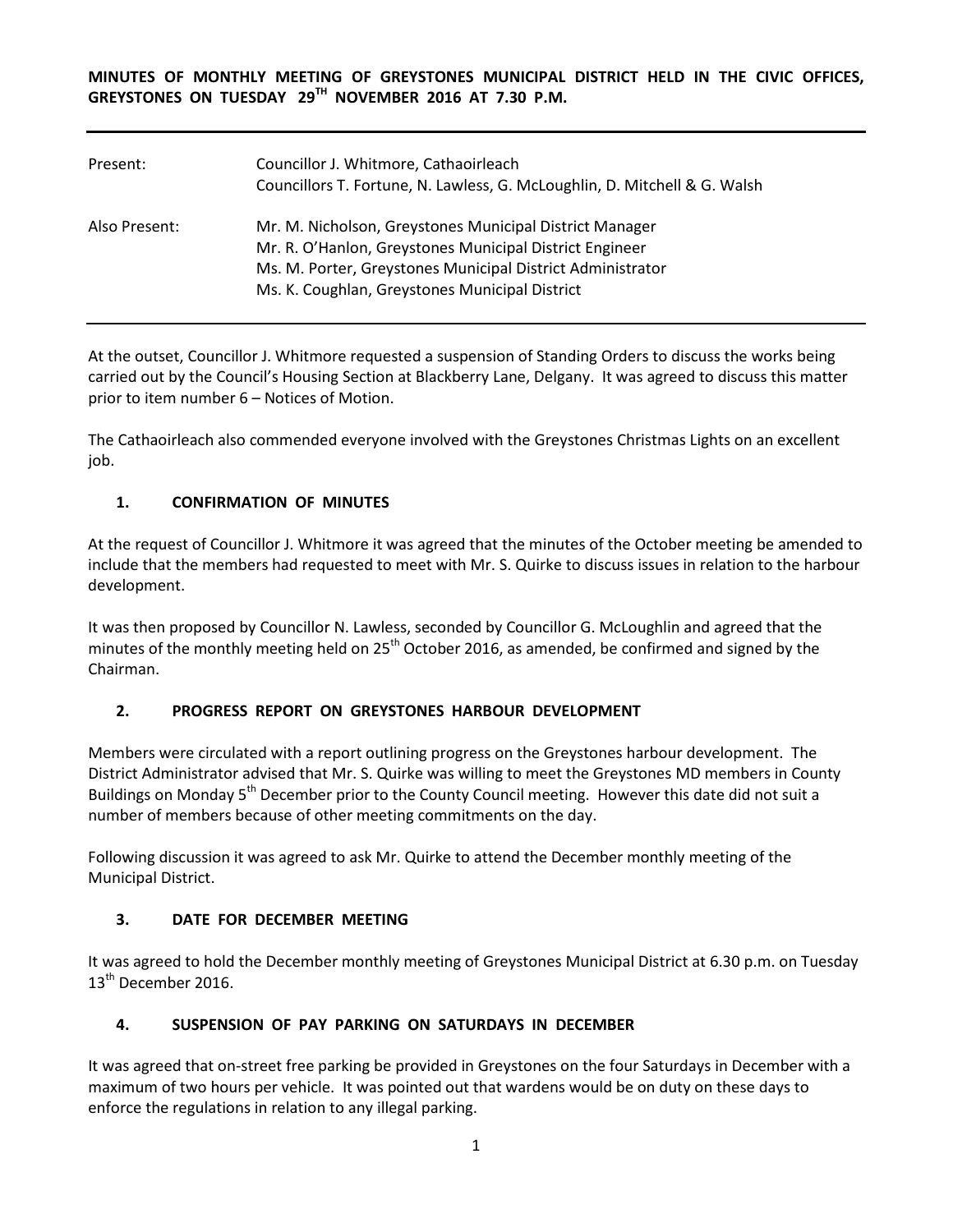**MINUTES OF MONTHLY MEETING OF GREYSTONES MUNICIPAL DISTRICT HELD IN THE CIVIC OFFICES, GREYSTONES ON TUESDAY 29TH NOVEMBER 2016 AT 7.30 P.M.**

---

| | |
|---|---|
| Present: | Councillor J. Whitmore, Cathaoirleach<br>Councillors T. Fortune, N. Lawless, G. McLoughlin, D. Mitchell & G. Walsh |
| Also Present: | Mr. M. Nicholson, Greystones Municipal District Manager<br>Mr. R. O'Hanlon, Greystones Municipal District Engineer<br>Ms. M. Porter, Greystones Municipal District Administrator<br>Ms. K. Coughlan, Greystones Municipal District |

---

At the outset, Councillor J. Whitmore requested a suspension of Standing Orders to discuss the works being carried out by the Council's Housing Section at Blackberry Lane, Delgany. It was agreed to discuss this matter prior to item number 6 – Notices of Motion.

The Cathaoirleach also commended everyone involved with the Greystones Christmas Lights on an excellent job.

## 1. CONFIRMATION OF MINUTES

At the request of Councillor J. Whitmore it was agreed that the minutes of the October meeting be amended to include that the members had requested to meet with Mr. S. Quirke to discuss issues in relation to the harbour development.

It was then proposed by Councillor N. Lawless, seconded by Councillor G. McLoughlin and agreed that the minutes of the monthly meeting held on 25th October 2016, as amended, be confirmed and signed by the Chairman.

## 2. PROGRESS REPORT ON GREYSTONES HARBOUR DEVELOPMENT

Members were circulated with a report outlining progress on the Greystones harbour development. The District Administrator advised that Mr. S. Quirke was willing to meet the Greystones MD members in County Buildings on Monday 5th December prior to the County Council meeting. However this date did not suit a number of members because of other meeting commitments on the day.

Following discussion it was agreed to ask Mr. Quirke to attend the December monthly meeting of the Municipal District.

## 3. DATE FOR DECEMBER MEETING

It was agreed to hold the December monthly meeting of Greystones Municipal District at 6.30 p.m. on Tuesday 13th December 2016.

## 4. SUSPENSION OF PAY PARKING ON SATURDAYS IN DECEMBER

It was agreed that on-street free parking be provided in Greystones on the four Saturdays in December with a maximum of two hours per vehicle. It was pointed out that wardens would be on duty on these days to enforce the regulations in relation to any illegal parking.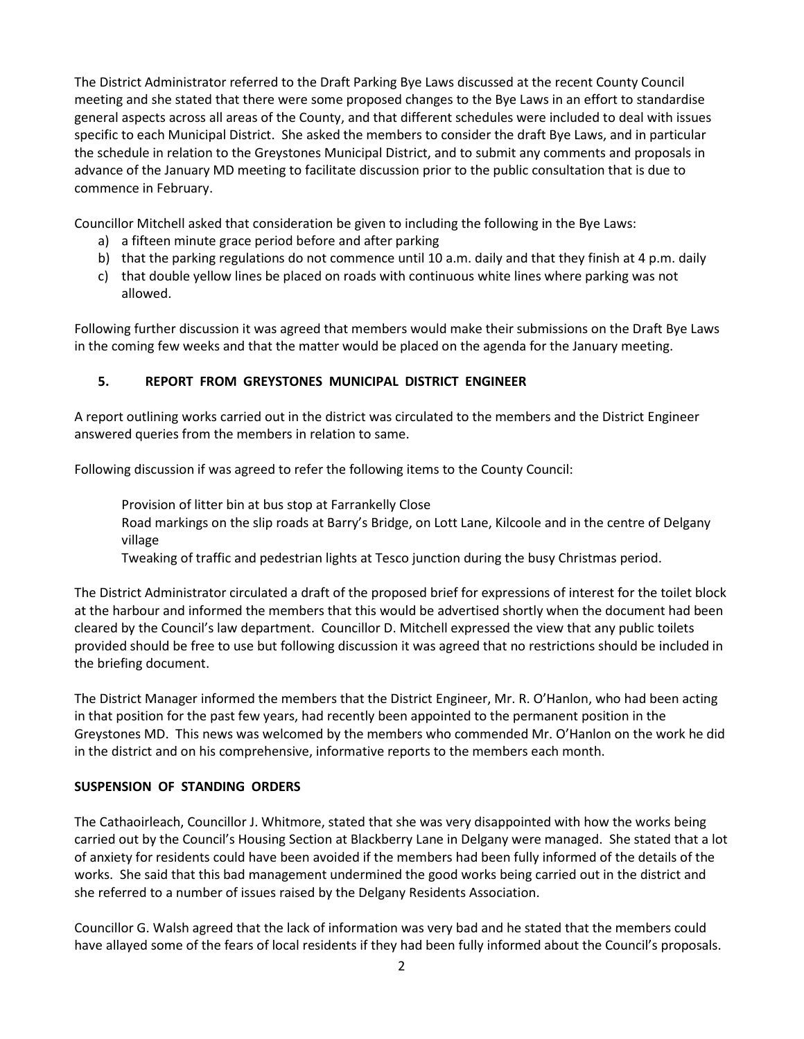The District Administrator referred to the Draft Parking Bye Laws discussed at the recent County Council meeting and she stated that there were some proposed changes to the Bye Laws in an effort to standardise general aspects across all areas of the County, and that different schedules were included to deal with issues specific to each Municipal District. She asked the members to consider the draft Bye Laws, and in particular the schedule in relation to the Greystones Municipal District, and to submit any comments and proposals in advance of the January MD meeting to facilitate discussion prior to the public consultation that is due to commence in February.

Councillor Mitchell asked that consideration be given to including the following in the Bye Laws:

a) a fifteen minute grace period before and after parking
b) that the parking regulations do not commence until 10 a.m. daily and that they finish at 4 p.m. daily
c) that double yellow lines be placed on roads with continuous white lines where parking was not allowed.

Following further discussion it was agreed that members would make their submissions on the Draft Bye Laws in the coming few weeks and that the matter would be placed on the agenda for the January meeting.

## 5. REPORT FROM GREYSTONES MUNICIPAL DISTRICT ENGINEER

A report outlining works carried out in the district was circulated to the members and the District Engineer answered queries from the members in relation to same.

Following discussion if was agreed to refer the following items to the County Council:

Provision of litter bin at bus stop at Farrankelly Close
Road markings on the slip roads at Barry's Bridge, on Lott Lane, Kilcoole and in the centre of Delgany village
Tweaking of traffic and pedestrian lights at Tesco junction during the busy Christmas period.

The District Administrator circulated a draft of the proposed brief for expressions of interest for the toilet block at the harbour and informed the members that this would be advertised shortly when the document had been cleared by the Council's law department. Councillor D. Mitchell expressed the view that any public toilets provided should be free to use but following discussion it was agreed that no restrictions should be included in the briefing document.

The District Manager informed the members that the District Engineer, Mr. R. O'Hanlon, who had been acting in that position for the past few years, had recently been appointed to the permanent position in the Greystones MD. This news was welcomed by the members who commended Mr. O'Hanlon on the work he did in the district and on his comprehensive, informative reports to the members each month.

**SUSPENSION OF STANDING ORDERS**

The Cathaoirleach, Councillor J. Whitmore, stated that she was very disappointed with how the works being carried out by the Council's Housing Section at Blackberry Lane in Delgany were managed. She stated that a lot of anxiety for residents could have been avoided if the members had been fully informed of the details of the works. She said that this bad management undermined the good works being carried out in the district and she referred to a number of issues raised by the Delgany Residents Association.

Councillor G. Walsh agreed that the lack of information was very bad and he stated that the members could have allayed some of the fears of local residents if they had been fully informed about the Council's proposals.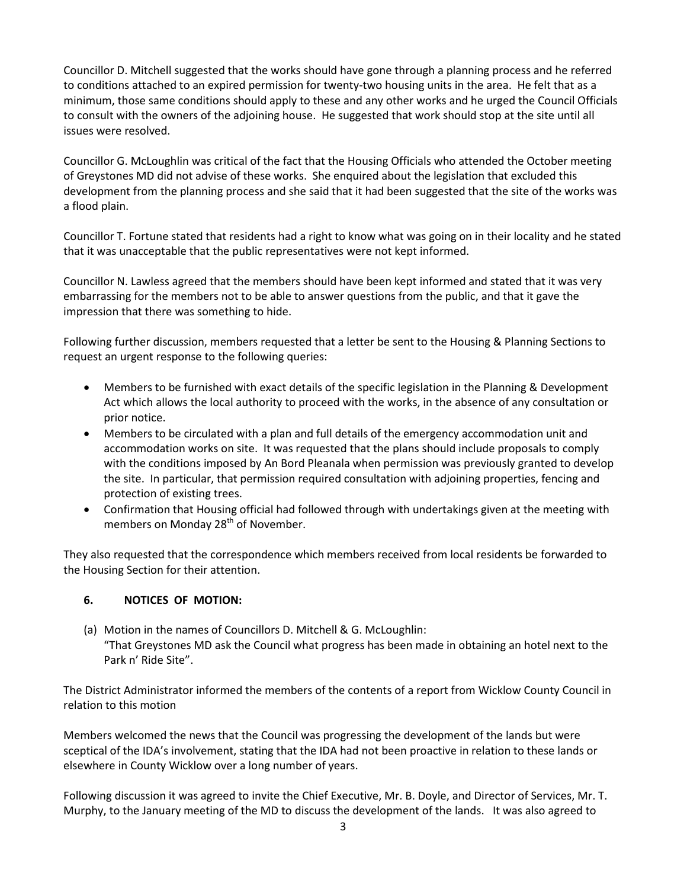Councillor D. Mitchell suggested that the works should have gone through a planning process and he referred to conditions attached to an expired permission for twenty-two housing units in the area. He felt that as a minimum, those same conditions should apply to these and any other works and he urged the Council Officials to consult with the owners of the adjoining house. He suggested that work should stop at the site until all issues were resolved.

Councillor G. McLoughlin was critical of the fact that the Housing Officials who attended the October meeting of Greystones MD did not advise of these works. She enquired about the legislation that excluded this development from the planning process and she said that it had been suggested that the site of the works was a flood plain.

Councillor T. Fortune stated that residents had a right to know what was going on in their locality and he stated that it was unacceptable that the public representatives were not kept informed.

Councillor N. Lawless agreed that the members should have been kept informed and stated that it was very embarrassing for the members not to be able to answer questions from the public, and that it gave the impression that there was something to hide.

Following further discussion, members requested that a letter be sent to the Housing & Planning Sections to request an urgent response to the following queries:

- Members to be furnished with exact details of the specific legislation in the Planning & Development Act which allows the local authority to proceed with the works, in the absence of any consultation or prior notice.
- Members to be circulated with a plan and full details of the emergency accommodation unit and accommodation works on site. It was requested that the plans should include proposals to comply with the conditions imposed by An Bord Pleanala when permission was previously granted to develop the site. In particular, that permission required consultation with adjoining properties, fencing and protection of existing trees.
- Confirmation that Housing official had followed through with undertakings given at the meeting with members on Monday 28th of November.

They also requested that the correspondence which members received from local residents be forwarded to the Housing Section for their attention.

## 6. NOTICES OF MOTION:

(a) Motion in the names of Councillors D. Mitchell & G. McLoughlin:
"That Greystones MD ask the Council what progress has been made in obtaining an hotel next to the Park n' Ride Site".

The District Administrator informed the members of the contents of a report from Wicklow County Council in relation to this motion

Members welcomed the news that the Council was progressing the development of the lands but were sceptical of the IDA's involvement, stating that the IDA had not been proactive in relation to these lands or elsewhere in County Wicklow over a long number of years.

Following discussion it was agreed to invite the Chief Executive, Mr. B. Doyle, and Director of Services, Mr. T. Murphy, to the January meeting of the MD to discuss the development of the lands. It was also agreed to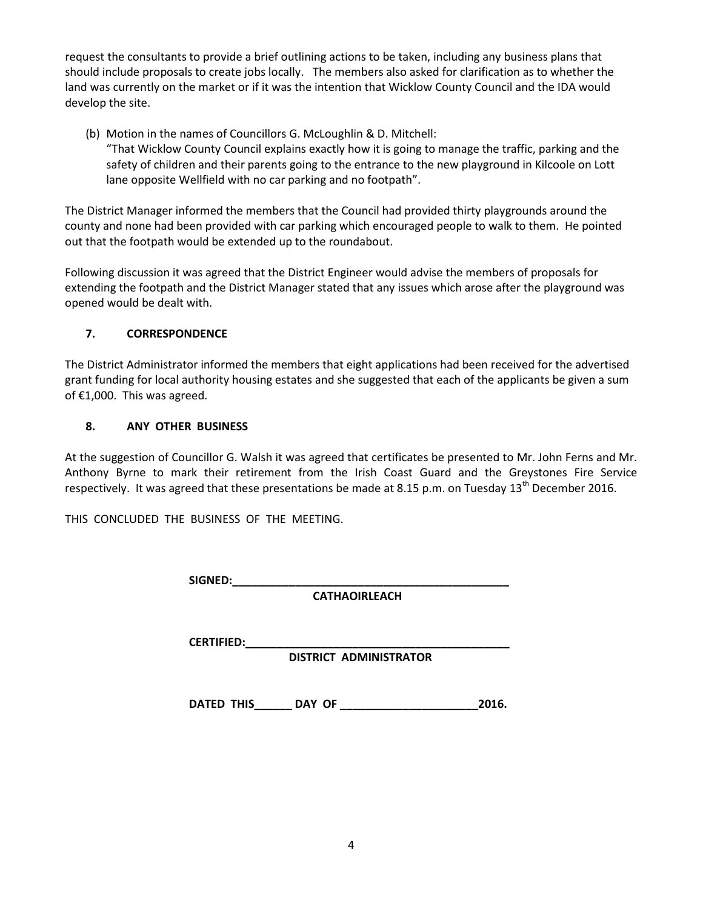request the consultants to provide a brief outlining actions to be taken, including any business plans that should include proposals to create jobs locally. The members also asked for clarification as to whether the land was currently on the market or if it was the intention that Wicklow County Council and the IDA would develop the site.

(b) Motion in the names of Councillors G. McLoughlin & D. Mitchell:
"That Wicklow County Council explains exactly how it is going to manage the traffic, parking and the safety of children and their parents going to the entrance to the new playground in Kilcoole on Lott lane opposite Wellfield with no car parking and no footpath".

The District Manager informed the members that the Council had provided thirty playgrounds around the county and none had been provided with car parking which encouraged people to walk to them. He pointed out that the footpath would be extended up to the roundabout.

Following discussion it was agreed that the District Engineer would advise the members of proposals for extending the footpath and the District Manager stated that any issues which arose after the playground was opened would be dealt with.

## 7. CORRESPONDENCE

The District Administrator informed the members that eight applications had been received for the advertised grant funding for local authority housing estates and she suggested that each of the applicants be given a sum of €1,000. This was agreed.

## 8. ANY OTHER BUSINESS

At the suggestion of Councillor G. Walsh it was agreed that certificates be presented to Mr. John Ferns and Mr. Anthony Byrne to mark their retirement from the Irish Coast Guard and the Greystones Fire Service respectively. It was agreed that these presentations be made at 8.15 p.m. on Tuesday 13th December 2016.

THIS CONCLUDED THE BUSINESS OF THE MEETING.

**SIGNED:\_\_\_\_\_\_\_\_\_\_\_\_\_\_\_\_\_\_\_\_\_\_\_\_\_\_\_\_\_\_\_\_\_\_\_\_\_\_\_\_\_\_\_\_**
**CATHAOIRLEACH**

**CERTIFIED:\_\_\_\_\_\_\_\_\_\_\_\_\_\_\_\_\_\_\_\_\_\_\_\_\_\_\_\_\_\_\_\_\_\_\_\_\_\_\_\_\_\_**
**DISTRICT ADMINISTRATOR**

**DATED THIS\_\_\_\_\_\_ DAY OF \_\_\_\_\_\_\_\_\_\_\_\_\_\_\_\_\_\_\_\_\_\_2016.**